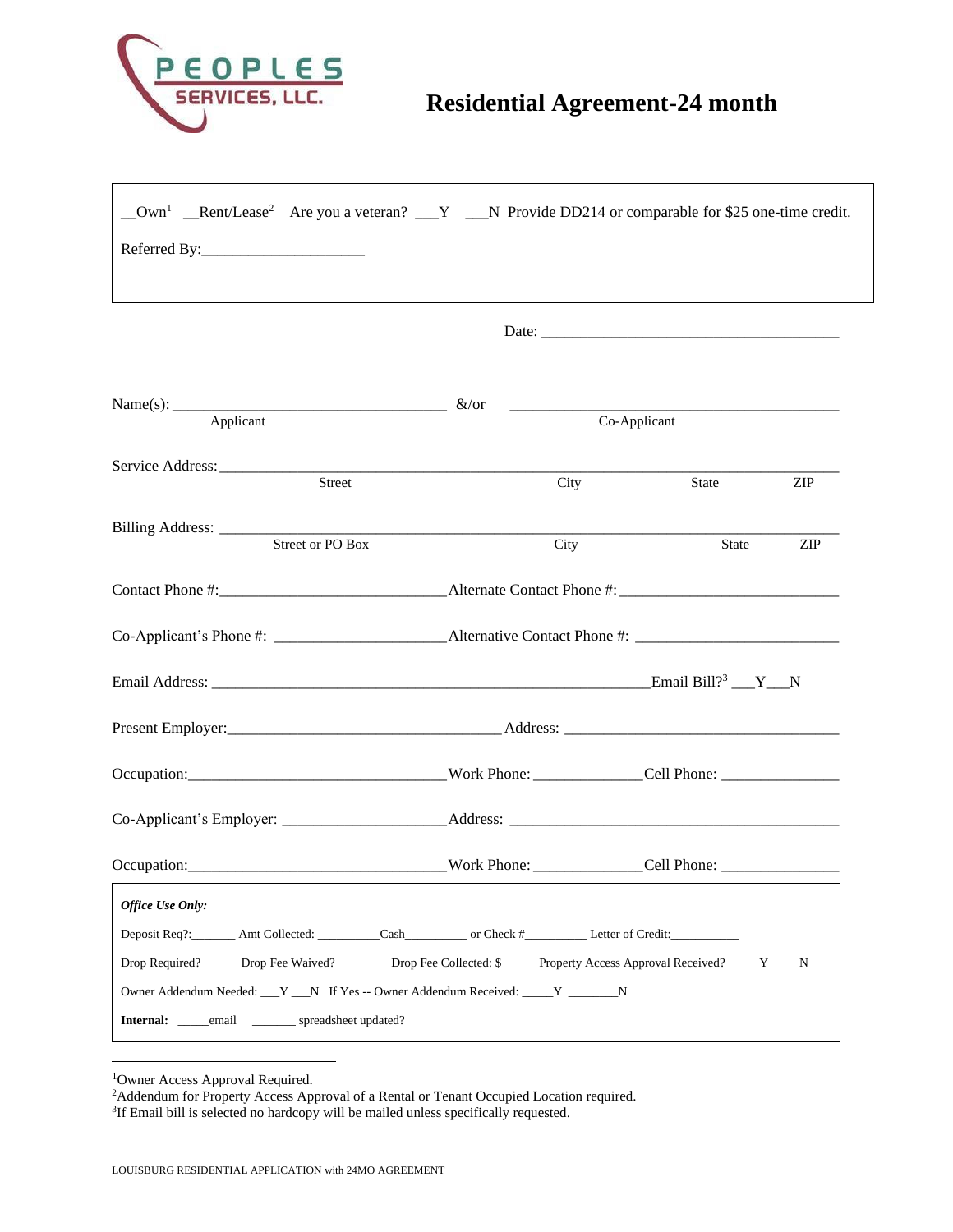PEOPLES SERVICES, LLC.

# Residential Agreement-24 month

__Own[1] __Rent/Lease[2] Are you a veteran? ___Y ___N Provide DD214 or comparable for $25 one-time credit.

Referred By:____________________

Date: ____________________________________

Name(s): _________________________________ &/or ________________________________________
Applicant Co-Applicant

Service Address:__________________________________________________________________________
Street City State ZIP

Billing Address: __________________________________________________________________________
Street or PO Box City State ZIP

Contact Phone #:___________________________Alternate Contact Phone #: __________________________

Co-Applicant's Phone #: _____________________Alternative Contact Phone #: ________________________

Email Address: _____________________________________________________Email Bill?[3] ___Y___N

Present Employer:_________________________________ Address: ________________________________

Occupation:_______________________________Work Phone:_____________Cell Phone: ______________

Co-Applicant's Employer: ____________________Address: ________________________________________

Occupation:_______________________________Work Phone:_____________Cell Phone: ______________

***Office Use Only:***

Deposit Req?:_______ Amt Collected: _________Cash_________ or Check #_________ Letter of Credit:__________

Drop Required?______ Drop Fee Waived?________Drop Fee Collected: $______Property Access Approval Received?_____ Y ____ N

Owner Addendum Needed: ___Y ___N If Yes -- Owner Addendum Received: _____Y ________N

**Internal:** _____email _______ spreadsheet updated?

---

[1]Owner Access Approval Required.
[2]Addendum for Property Access Approval of a Rental or Tenant Occupied Location required.
[3]If Email bill is selected no hardcopy will be mailed unless specifically requested.

LOUISBURG RESIDENTIAL APPLICATION with 24MO AGREEMENT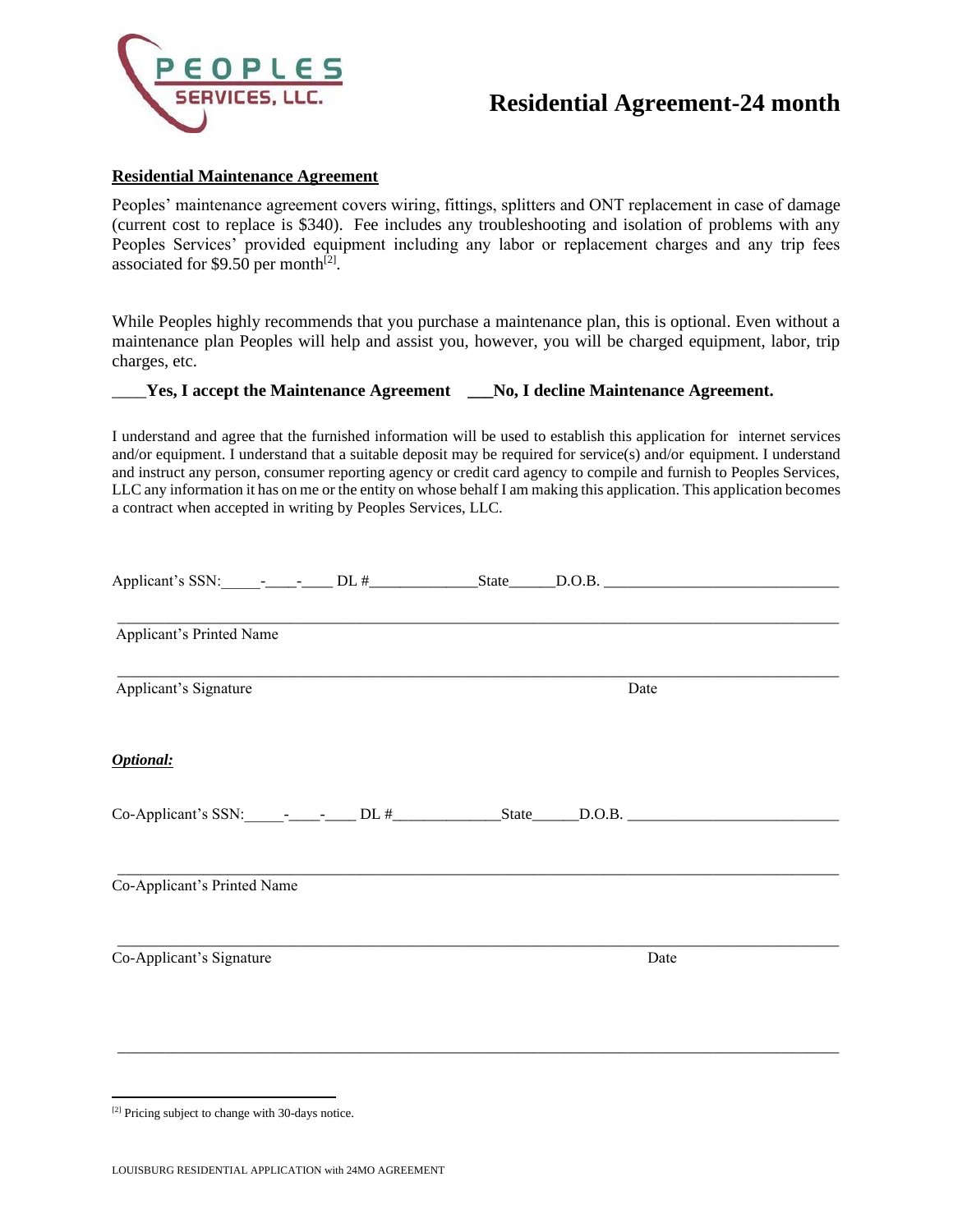PEOPLES SERVICES, LLC.

# Residential Agreement-24 month

## Residential Maintenance Agreement

Peoples' maintenance agreement covers wiring, fittings, splitters and ONT replacement in case of damage (current cost to replace is $340). Fee includes any troubleshooting and isolation of problems with any Peoples Services' provided equipment including any labor or replacement charges and any trip fees associated for $9.50 per month[2].

While Peoples highly recommends that you purchase a maintenance plan, this is optional. Even without a maintenance plan Peoples will help and assist you, however, you will be charged equipment, labor, trip charges, etc.

____**Yes, I accept the Maintenance Agreement** ___**No, I decline Maintenance Agreement.**

I understand and agree that the furnished information will be used to establish this application for internet services and/or equipment. I understand that a suitable deposit may be required for service(s) and/or equipment. I understand and instruct any person, consumer reporting agency or credit card agency to compile and furnish to Peoples Services, LLC any information it has on me or the entity on whose behalf I am making this application. This application becomes a contract when accepted in writing by Peoples Services, LLC.

Applicant's SSN:_____-____-____ DL #_____________State______D.O.B. ______________________________

_______________________________________________________________________________
Applicant's Printed Name

_______________________________________________________________________________
Applicant's Signature Date

***Optional:***

Co-Applicant's SSN:_____-____-____ DL #_____________State______D.O.B. ___________________________

_______________________________________________________________________________
Co-Applicant's Printed Name

_______________________________________________________________________________
Co-Applicant's Signature Date

_______________________________________________________________________________

[2] Pricing subject to change with 30-days notice.

LOUISBURG RESIDENTIAL APPLICATION with 24MO AGREEMENT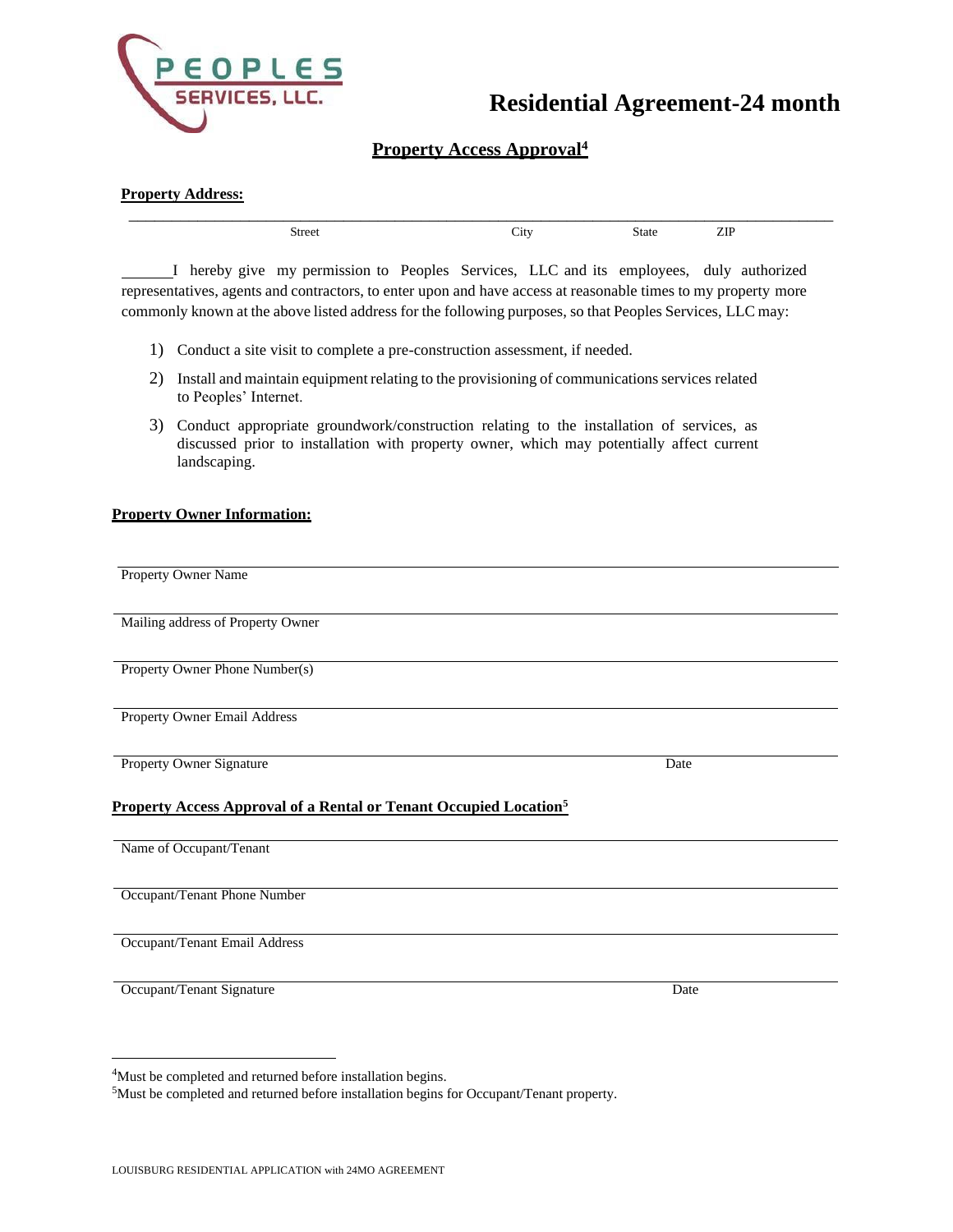PEOPLES SERVICES, LLC.

# Residential Agreement-24 month

## Property Access Approval[4]

**Property Address:**

_______________________________________________________________________________

Street City State ZIP

______I hereby give my permission to Peoples Services, LLC and its employees, duly authorized representatives, agents and contractors, to enter upon and have access at reasonable times to my property more commonly known at the above listed address for the following purposes, so that Peoples Services, LLC may:

1) Conduct a site visit to complete a pre-construction assessment, if needed.
2) Install and maintain equipment relating to the provisioning of communications services related to Peoples' Internet.
3) Conduct appropriate groundwork/construction relating to the installation of services, as discussed prior to installation with property owner, which may potentially affect current landscaping.

**Property Owner Information:**

_______________________________________________________________________________
Property Owner Name

_______________________________________________________________________________
Mailing address of Property Owner

_______________________________________________________________________________
Property Owner Phone Number(s)

_______________________________________________________________________________
Property Owner Email Address

_______________________________________________________________________________
Property Owner Signature Date

**Property Access Approval of a Rental or Tenant Occupied Location[5]**

_______________________________________________________________________________
Name of Occupant/Tenant

_______________________________________________________________________________
Occupant/Tenant Phone Number

_______________________________________________________________________________
Occupant/Tenant Email Address

_______________________________________________________________________________
Occupant/Tenant Signature Date

---

[4]Must be completed and returned before installation begins.

[5]Must be completed and returned before installation begins for Occupant/Tenant property.

LOUISBURG RESIDENTIAL APPLICATION with 24MO AGREEMENT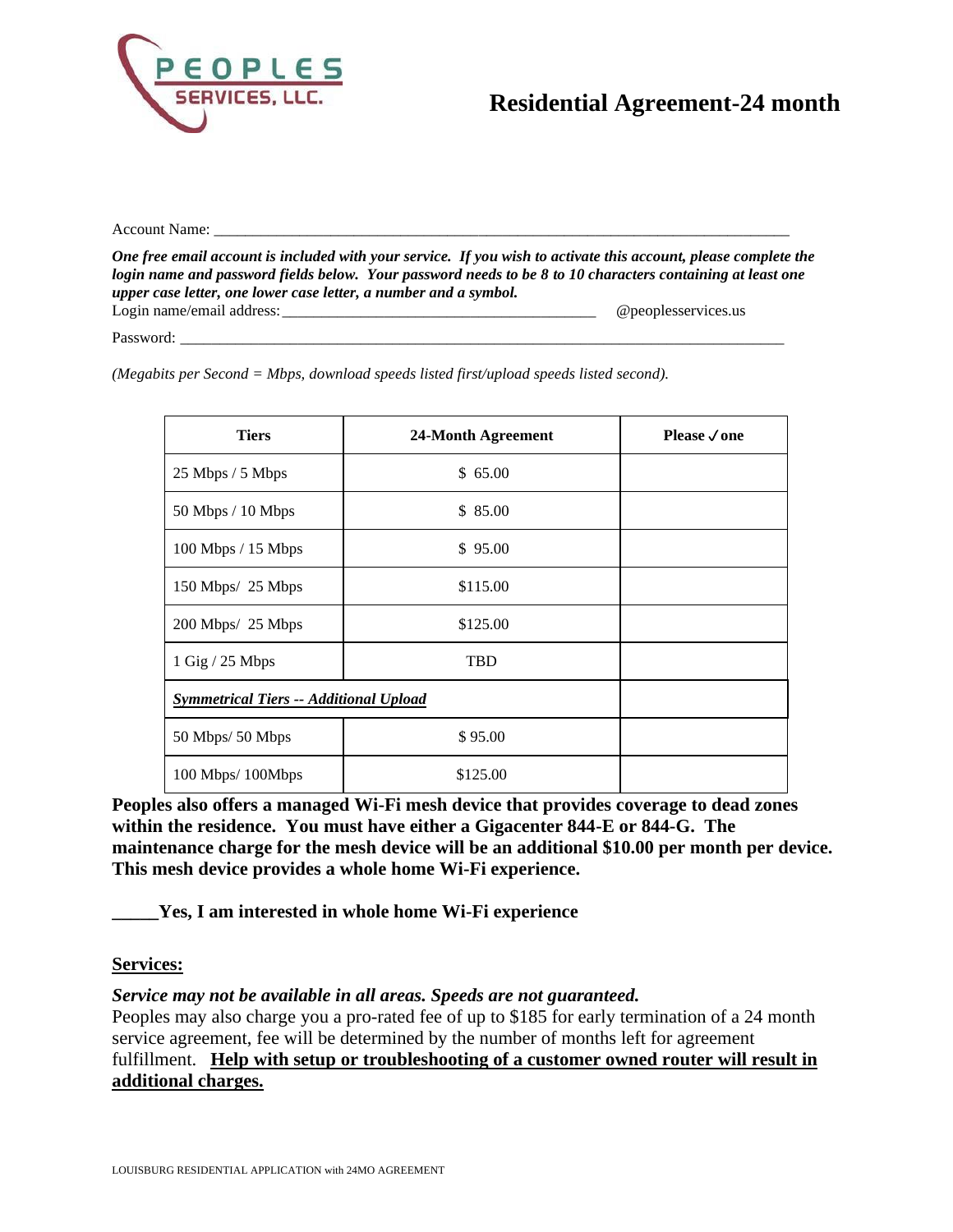PEOPLES SERVICES, LLC.

# Residential Agreement-24 month

Account Name: ___________________________________________________________________________

***One free email account is included with your service. If you wish to activate this account, please complete the login name and password fields below. Your password needs to be 8 to 10 characters containing at least one upper case letter, one lower case letter, a number and a symbol.***

Login name/email address: ________________________________________ @peoplesservices.us

Password: _______________________________________________________________________________

*(Megabits per Second = Mbps, download speeds listed first/upload speeds listed second).*

| Tiers | 24-Month Agreement | Please ✓ one |
|---|---|---|
| 25 Mbps / 5 Mbps | $ 65.00 | |
| 50 Mbps / 10 Mbps | $ 85.00 | |
| 100 Mbps / 15 Mbps | $ 95.00 | |
| 150 Mbps/ 25 Mbps | $115.00 | |
| 200 Mbps/ 25 Mbps | $125.00 | |
| 1 Gig / 25 Mbps | TBD | |
| ***Symmetrical Tiers -- Additional Upload*** | | |
| 50 Mbps/ 50 Mbps | $ 95.00 | |
| 100 Mbps/ 100Mbps | $125.00 | |

**Peoples also offers a managed Wi-Fi mesh device that provides coverage to dead zones within the residence. You must have either a Gigacenter 844-E or 844-G. The maintenance charge for the mesh device will be an additional $10.00 per month per device. This mesh device provides a whole home Wi-Fi experience.**

**_____Yes, I am interested in whole home Wi-Fi experience**

**Services:**

***Service may not be available in all areas. Speeds are not guaranteed.***

Peoples may also charge you a pro-rated fee of up to $185 for early termination of a 24 month service agreement, fee will be determined by the number of months left for agreement fulfillment. **Help with setup or troubleshooting of a customer owned router will result in additional charges.**

LOUISBURG RESIDENTIAL APPLICATION with 24MO AGREEMENT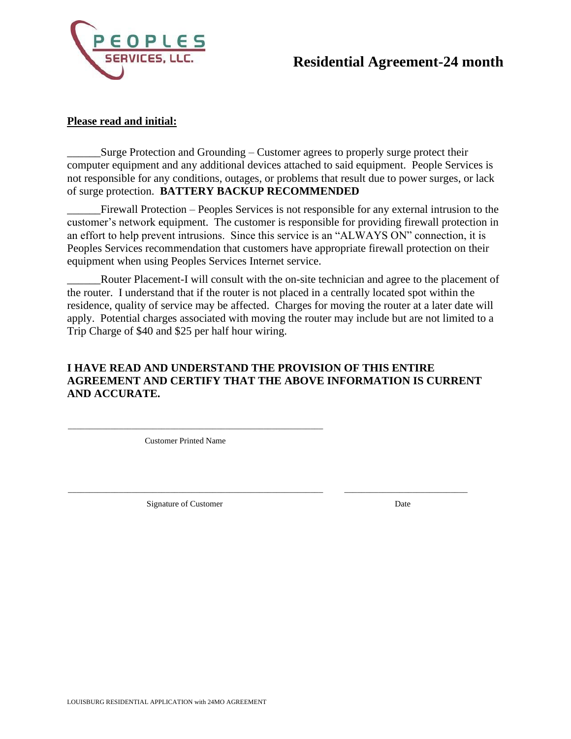PEOPLES SERVICES, LLC.

# Residential Agreement-24 month

**Please read and initial:**

______Surge Protection and Grounding – Customer agrees to properly surge protect their computer equipment and any additional devices attached to said equipment. People Services is not responsible for any conditions, outages, or problems that result due to power surges, or lack of surge protection. **BATTERY BACKUP RECOMMENDED**

______Firewall Protection – Peoples Services is not responsible for any external intrusion to the customer's network equipment. The customer is responsible for providing firewall protection in an effort to help prevent intrusions. Since this service is an "ALWAYS ON" connection, it is Peoples Services recommendation that customers have appropriate firewall protection on their equipment when using Peoples Services Internet service.

______Router Placement-I will consult with the on-site technician and agree to the placement of the router. I understand that if the router is not placed in a centrally located spot within the residence, quality of service may be affected. Charges for moving the router at a later date will apply. Potential charges associated with moving the router may include but are not limited to a Trip Charge of $40 and $25 per half hour wiring.

**I HAVE READ AND UNDERSTAND THE PROVISION OF THIS ENTIRE AGREEMENT AND CERTIFY THAT THE ABOVE INFORMATION IS CURRENT AND ACCURATE.**

_______________________________________________

Customer Printed Name

_______________________________________________ ________________________

Signature of Customer Date

LOUISBURG RESIDENTIAL APPLICATION with 24MO AGREEMENT